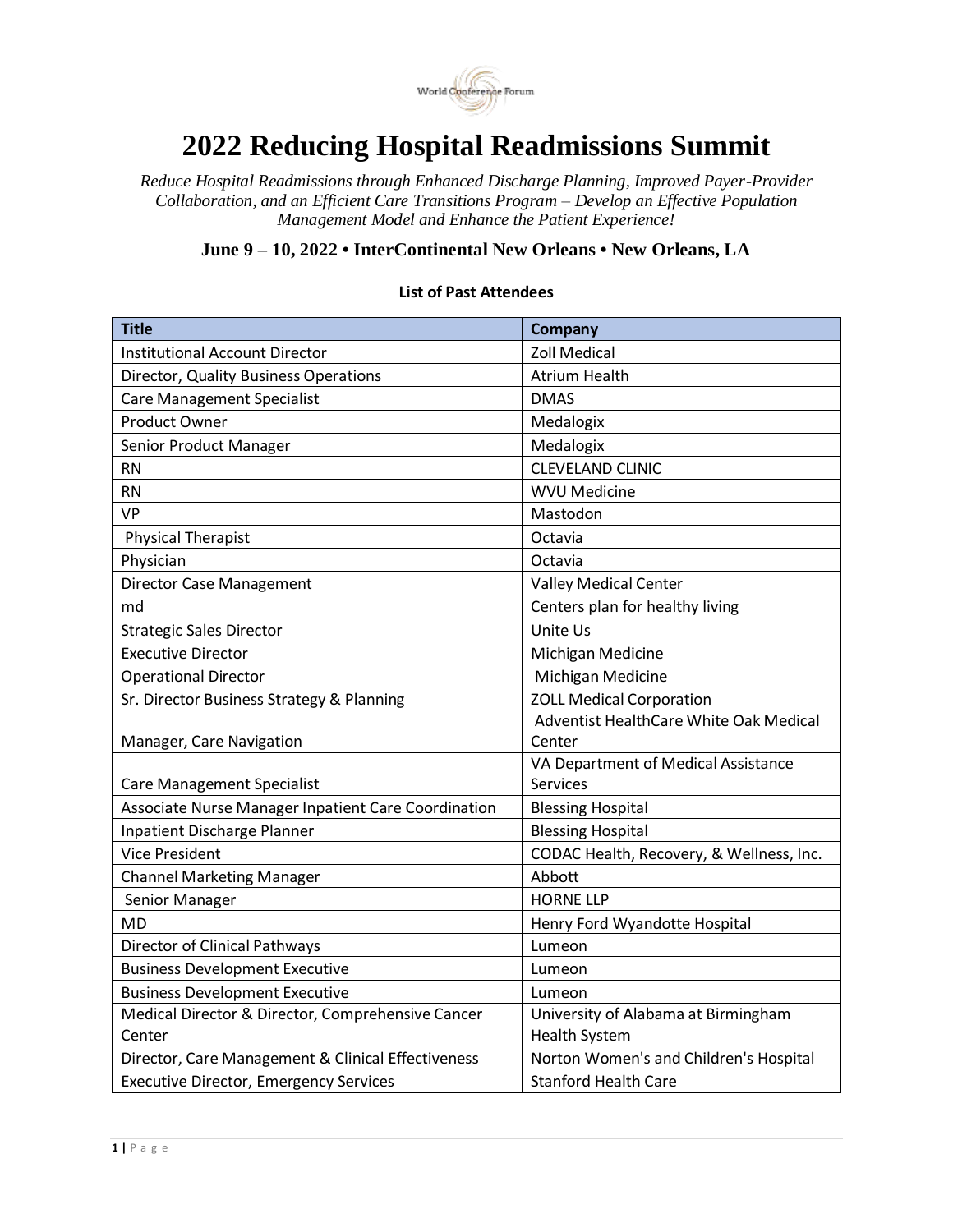# 2022 Reducing Hospital Readmissions Summit

*Reduce Hospital Readmissions through Enhanced Discharge Planning, Improved Payer-Provider Collaboration, and an Efficient Care Transitions Program – Develop an Effective Population Management Model and Enhance the Patient Experience!*

**June 9 – 10, 2022 • InterContinental New Orleans • New Orleans, LA**

**List of Past Attendees**

| Title | Company |
|---|---|
| Institutional Account Director | Zoll Medical |
| Director, Quality Business Operations | Atrium Health |
| Care Management Specialist | DMAS |
| Product Owner | Medalogix |
| Senior Product Manager | Medalogix |
| RN | CLEVELAND CLINIC |
| RN | WVU Medicine |
| VP | Mastodon |
| Physical Therapist | Octavia |
| Physician | Octavia |
| Director Case Management | Valley Medical Center |
| md | Centers plan for healthy living |
| Strategic Sales Director | Unite Us |
| Executive Director | Michigan Medicine |
| Operational Director | Michigan Medicine |
| Sr. Director Business Strategy & Planning | ZOLL Medical Corporation |
| Manager, Care Navigation | Adventist HealthCare White Oak Medical Center |
| Care Management Specialist | VA Department of Medical Assistance Services |
| Associate Nurse Manager Inpatient Care Coordination | Blessing Hospital |
| Inpatient Discharge Planner | Blessing Hospital |
| Vice President | CODAC Health, Recovery, & Wellness, Inc. |
| Channel Marketing Manager | Abbott |
| Senior Manager | HORNE LLP |
| MD | Henry Ford Wyandotte Hospital |
| Director of Clinical Pathways | Lumeon |
| Business Development Executive | Lumeon |
| Business Development Executive | Lumeon |
| Medical Director & Director, Comprehensive Cancer Center | University of Alabama at Birmingham Health System |
| Director, Care Management & Clinical Effectiveness | Norton Women's and Children's Hospital |
| Executive Director, Emergency Services | Stanford Health Care |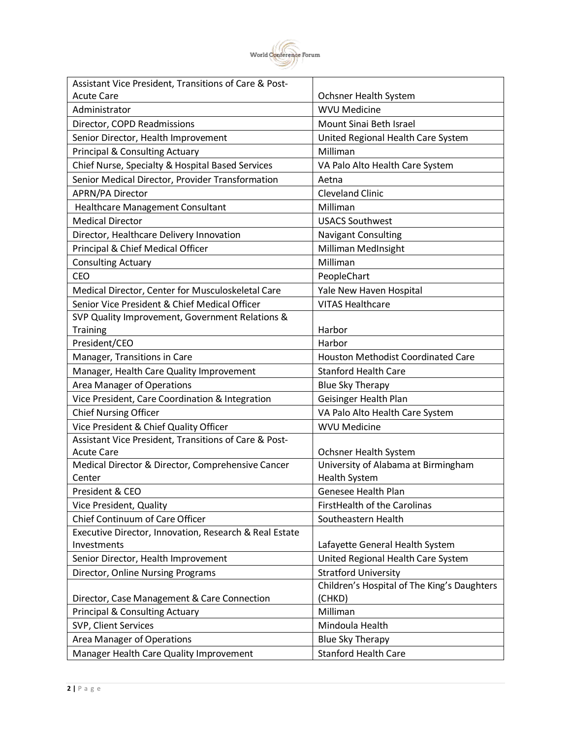| | |
|---|---|
| Assistant Vice President, Transitions of Care & Post-Acute Care | Ochsner Health System |
| Administrator | WVU Medicine |
| Director, COPD Readmissions | Mount Sinai Beth Israel |
| Senior Director, Health Improvement | United Regional Health Care System |
| Principal & Consulting Actuary | Milliman |
| Chief Nurse, Specialty & Hospital Based Services | VA Palo Alto Health Care System |
| Senior Medical Director, Provider Transformation | Aetna |
| APRN/PA Director | Cleveland Clinic |
| Healthcare Management Consultant | Milliman |
| Medical Director | USACS Southwest |
| Director, Healthcare Delivery Innovation | Navigant Consulting |
| Principal & Chief Medical Officer | Milliman MedInsight |
| Consulting Actuary | Milliman |
| CEO | PeopleChart |
| Medical Director, Center for Musculoskeletal Care | Yale New Haven Hospital |
| Senior Vice President & Chief Medical Officer | VITAS Healthcare |
| SVP Quality Improvement, Government Relations & Training | Harbor |
| President/CEO | Harbor |
| Manager, Transitions in Care | Houston Methodist Coordinated Care |
| Manager, Health Care Quality Improvement | Stanford Health Care |
| Area Manager of Operations | Blue Sky Therapy |
| Vice President, Care Coordination & Integration | Geisinger Health Plan |
| Chief Nursing Officer | VA Palo Alto Health Care System |
| Vice President & Chief Quality Officer | WVU Medicine |
| Assistant Vice President, Transitions of Care & Post-Acute Care | Ochsner Health System |
| Medical Director & Director, Comprehensive Cancer Center | University of Alabama at Birmingham Health System |
| President & CEO | Genesee Health Plan |
| Vice President, Quality | FirstHealth of the Carolinas |
| Chief Continuum of Care Officer | Southeastern Health |
| Executive Director, Innovation, Research & Real Estate Investments | Lafayette General Health System |
| Senior Director, Health Improvement | United Regional Health Care System |
| Director, Online Nursing Programs | Stratford University |
| Director, Case Management & Care Connection | Children's Hospital of The King's Daughters (CHKD) |
| Principal & Consulting Actuary | Milliman |
| SVP, Client Services | Mindoula Health |
| Area Manager of Operations | Blue Sky Therapy |
| Manager Health Care Quality Improvement | Stanford Health Care |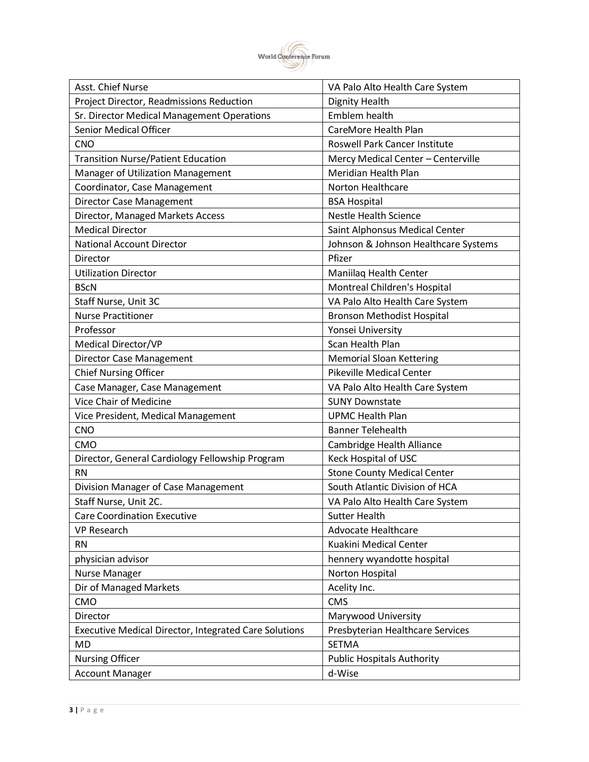| Asst. Chief Nurse | VA Palo Alto Health Care System |
|---|---|
| Project Director, Readmissions Reduction | Dignity Health |
| Sr. Director Medical Management Operations | Emblem health |
| Senior Medical Officer | CareMore Health Plan |
| CNO | Roswell Park Cancer Institute |
| Transition Nurse/Patient Education | Mercy Medical Center – Centerville |
| Manager of Utilization Management | Meridian Health Plan |
| Coordinator, Case Management | Norton Healthcare |
| Director Case Management | BSA Hospital |
| Director, Managed Markets Access | Nestle Health Science |
| Medical Director | Saint Alphonsus Medical Center |
| National Account Director | Johnson & Johnson Healthcare Systems |
| Director | Pfizer |
| Utilization Director | Maniilaq Health Center |
| BScN | Montreal Children's Hospital |
| Staff Nurse, Unit 3C | VA Palo Alto Health Care System |
| Nurse Practitioner | Bronson Methodist Hospital |
| Professor | Yonsei University |
| Medical Director/VP | Scan Health Plan |
| Director Case Management | Memorial Sloan Kettering |
| Chief Nursing Officer | Pikeville Medical Center |
| Case Manager, Case Management | VA Palo Alto Health Care System |
| Vice Chair of Medicine | SUNY Downstate |
| Vice President, Medical Management | UPMC Health Plan |
| CNO | Banner Telehealth |
| CMO | Cambridge Health Alliance |
| Director, General Cardiology Fellowship Program | Keck Hospital of USC |
| RN | Stone County Medical Center |
| Division Manager of Case Management | South Atlantic Division of HCA |
| Staff Nurse, Unit 2C. | VA Palo Alto Health Care System |
| Care Coordination Executive | Sutter Health |
| VP Research | Advocate Healthcare |
| RN | Kuakini Medical Center |
| physician advisor | hennery wyandotte hospital |
| Nurse Manager | Norton Hospital |
| Dir of Managed Markets | Acelity Inc. |
| CMO | CMS |
| Director | Marywood University |
| Executive Medical Director, Integrated Care Solutions | Presbyterian Healthcare Services |
| MD | SETMA |
| Nursing Officer | Public Hospitals Authority |
| Account Manager | d-Wise |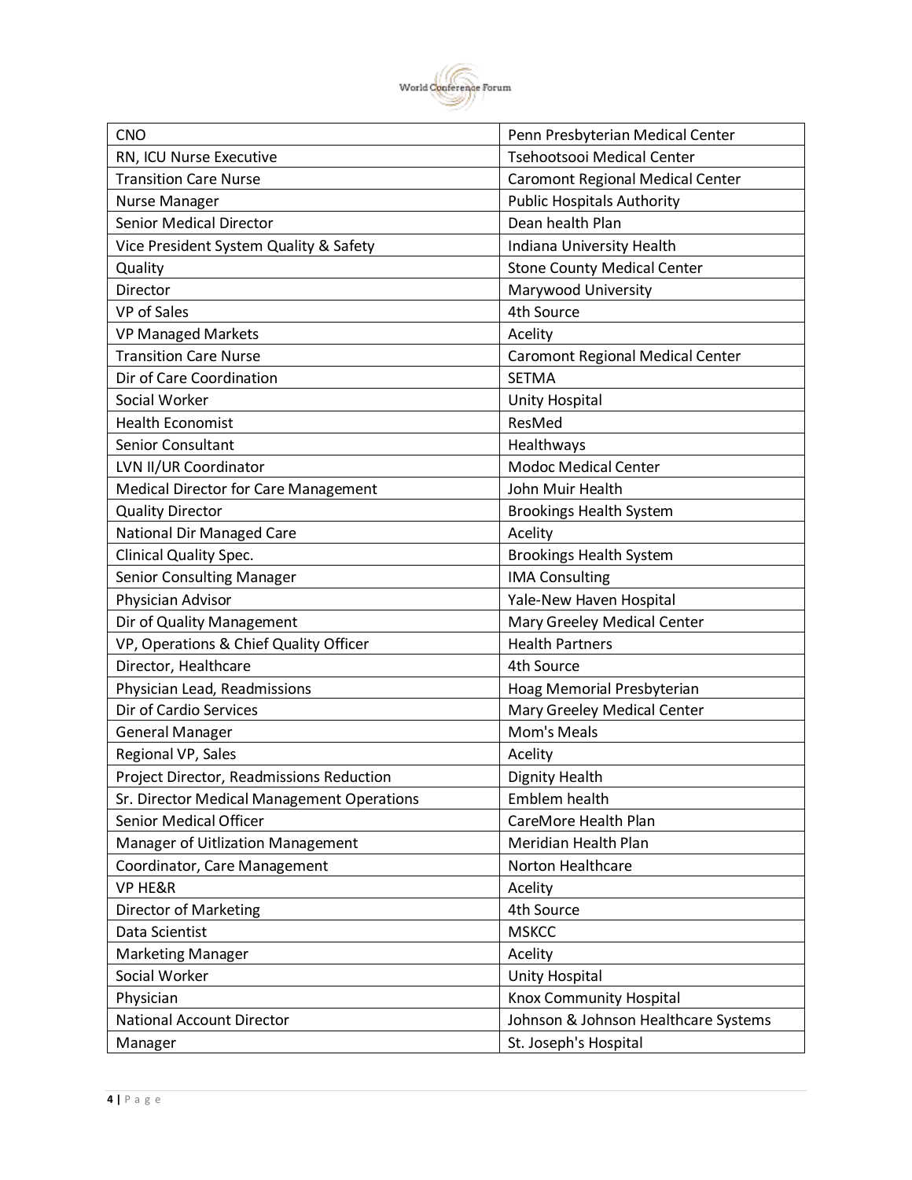| | |
|---|---|
| CNO | Penn Presbyterian Medical Center |
| RN, ICU Nurse Executive | Tsehootsooi Medical Center |
| Transition Care Nurse | Caromont Regional Medical Center |
| Nurse Manager | Public Hospitals Authority |
| Senior Medical Director | Dean health Plan |
| Vice President System Quality & Safety | Indiana University Health |
| Quality | Stone County Medical Center |
| Director | Marywood University |
| VP of Sales | 4th Source |
| VP Managed Markets | Acelity |
| Transition Care Nurse | Caromont Regional Medical Center |
| Dir of Care Coordination | SETMA |
| Social Worker | Unity Hospital |
| Health Economist | ResMed |
| Senior Consultant | Healthways |
| LVN II/UR Coordinator | Modoc Medical Center |
| Medical Director for Care Management | John Muir Health |
| Quality Director | Brookings Health System |
| National Dir Managed Care | Acelity |
| Clinical Quality Spec. | Brookings Health System |
| Senior Consulting Manager | IMA Consulting |
| Physician Advisor | Yale-New Haven Hospital |
| Dir of Quality Management | Mary Greeley Medical Center |
| VP, Operations & Chief Quality Officer | Health Partners |
| Director, Healthcare | 4th Source |
| Physician Lead, Readmissions | Hoag Memorial Presbyterian |
| Dir of Cardio Services | Mary Greeley Medical Center |
| General Manager | Mom's Meals |
| Regional VP, Sales | Acelity |
| Project Director, Readmissions Reduction | Dignity Health |
| Sr. Director Medical Management Operations | Emblem health |
| Senior Medical Officer | CareMore Health Plan |
| Manager of Uitlization Management | Meridian Health Plan |
| Coordinator, Care Management | Norton Healthcare |
| VP HE&R | Acelity |
| Director of Marketing | 4th Source |
| Data Scientist | MSKCC |
| Marketing Manager | Acelity |
| Social Worker | Unity Hospital |
| Physician | Knox Community Hospital |
| National Account Director | Johnson & Johnson Healthcare Systems |
| Manager | St. Joseph's Hospital |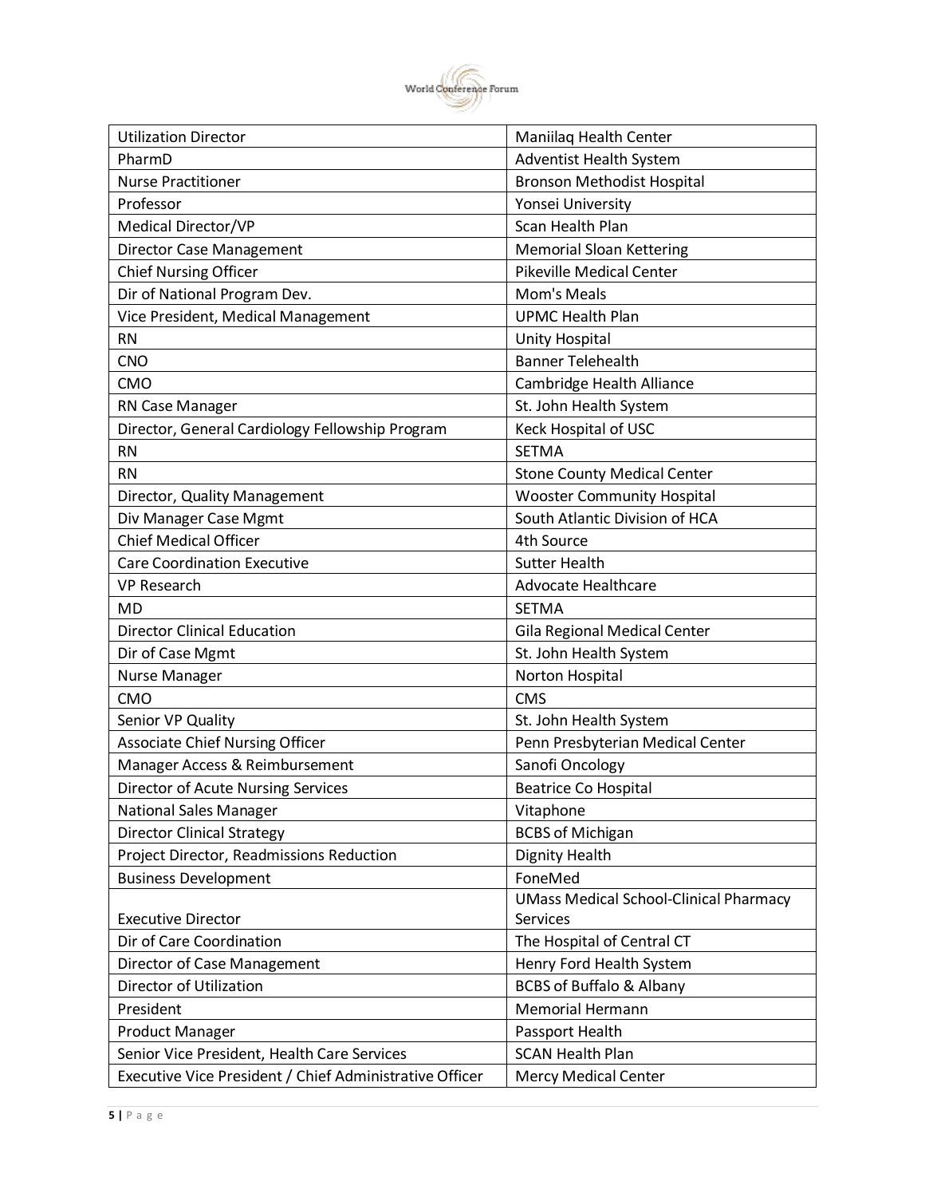| Utilization Director | Maniilaq Health Center |
|---|---|
| PharmD | Adventist Health System |
| Nurse Practitioner | Bronson Methodist Hospital |
| Professor | Yonsei University |
| Medical Director/VP | Scan Health Plan |
| Director Case Management | Memorial Sloan Kettering |
| Chief Nursing Officer | Pikeville Medical Center |
| Dir of National Program Dev. | Mom's Meals |
| Vice President, Medical Management | UPMC Health Plan |
| RN | Unity Hospital |
| CNO | Banner Telehealth |
| CMO | Cambridge Health Alliance |
| RN Case Manager | St. John Health System |
| Director, General Cardiology Fellowship Program | Keck Hospital of USC |
| RN | SETMA |
| RN | Stone County Medical Center |
| Director, Quality Management | Wooster Community Hospital |
| Div Manager Case Mgmt | South Atlantic Division of HCA |
| Chief Medical Officer | 4th Source |
| Care Coordination Executive | Sutter Health |
| VP Research | Advocate Healthcare |
| MD | SETMA |
| Director Clinical Education | Gila Regional Medical Center |
| Dir of Case Mgmt | St. John Health System |
| Nurse Manager | Norton Hospital |
| CMO | CMS |
| Senior VP Quality | St. John Health System |
| Associate Chief Nursing Officer | Penn Presbyterian Medical Center |
| Manager Access & Reimbursement | Sanofi Oncology |
| Director of Acute Nursing Services | Beatrice Co Hospital |
| National Sales Manager | Vitaphone |
| Director Clinical Strategy | BCBS of Michigan |
| Project Director, Readmissions Reduction | Dignity Health |
| Business Development | FoneMed |
| Executive Director | UMass Medical School-Clinical Pharmacy Services |
| Dir of Care Coordination | The Hospital of Central CT |
| Director of Case Management | Henry Ford Health System |
| Director of Utilization | BCBS of Buffalo & Albany |
| President | Memorial Hermann |
| Product Manager | Passport Health |
| Senior Vice President, Health Care Services | SCAN Health Plan |
| Executive Vice President / Chief Administrative Officer | Mercy Medical Center |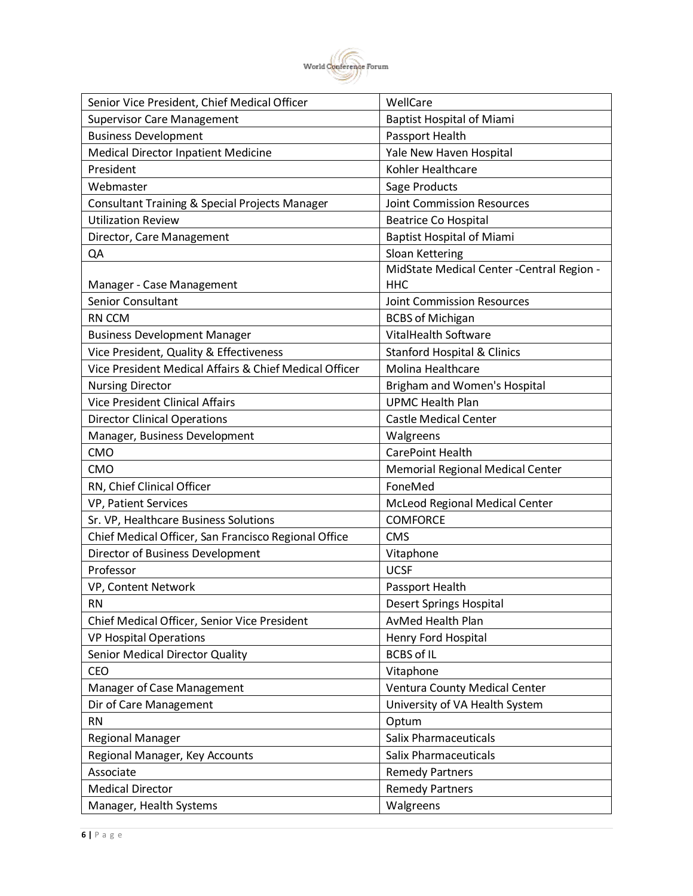| Senior Vice President, Chief Medical Officer | WellCare |
|---|---|
| Supervisor Care Management | Baptist Hospital of Miami |
| Business Development | Passport Health |
| Medical Director Inpatient Medicine | Yale New Haven Hospital |
| President | Kohler Healthcare |
| Webmaster | Sage Products |
| Consultant Training & Special Projects Manager | Joint Commission Resources |
| Utilization Review | Beatrice Co Hospital |
| Director, Care Management | Baptist Hospital of Miami |
| QA | Sloan Kettering |
| Manager - Case Management | MidState Medical Center -Central Region - HHC |
| Senior Consultant | Joint Commission Resources |
| RN CCM | BCBS of Michigan |
| Business Development Manager | VitalHealth Software |
| Vice President, Quality & Effectiveness | Stanford Hospital & Clinics |
| Vice President Medical Affairs & Chief Medical Officer | Molina Healthcare |
| Nursing Director | Brigham and Women's Hospital |
| Vice President Clinical Affairs | UPMC Health Plan |
| Director Clinical Operations | Castle Medical Center |
| Manager, Business Development | Walgreens |
| CMO | CarePoint Health |
| CMO | Memorial Regional Medical Center |
| RN, Chief Clinical Officer | FoneMed |
| VP, Patient Services | McLeod Regional Medical Center |
| Sr. VP, Healthcare Business Solutions | COMFORCE |
| Chief Medical Officer, San Francisco Regional Office | CMS |
| Director of Business Development | Vitaphone |
| Professor | UCSF |
| VP, Content Network | Passport Health |
| RN | Desert Springs Hospital |
| Chief Medical Officer, Senior Vice President | AvMed Health Plan |
| VP Hospital Operations | Henry Ford Hospital |
| Senior Medical Director Quality | BCBS of IL |
| CEO | Vitaphone |
| Manager of Case Management | Ventura County Medical Center |
| Dir of Care Management | University of VA Health System |
| RN | Optum |
| Regional Manager | Salix Pharmaceuticals |
| Regional Manager, Key Accounts | Salix Pharmaceuticals |
| Associate | Remedy Partners |
| Medical Director | Remedy Partners |
| Manager, Health Systems | Walgreens |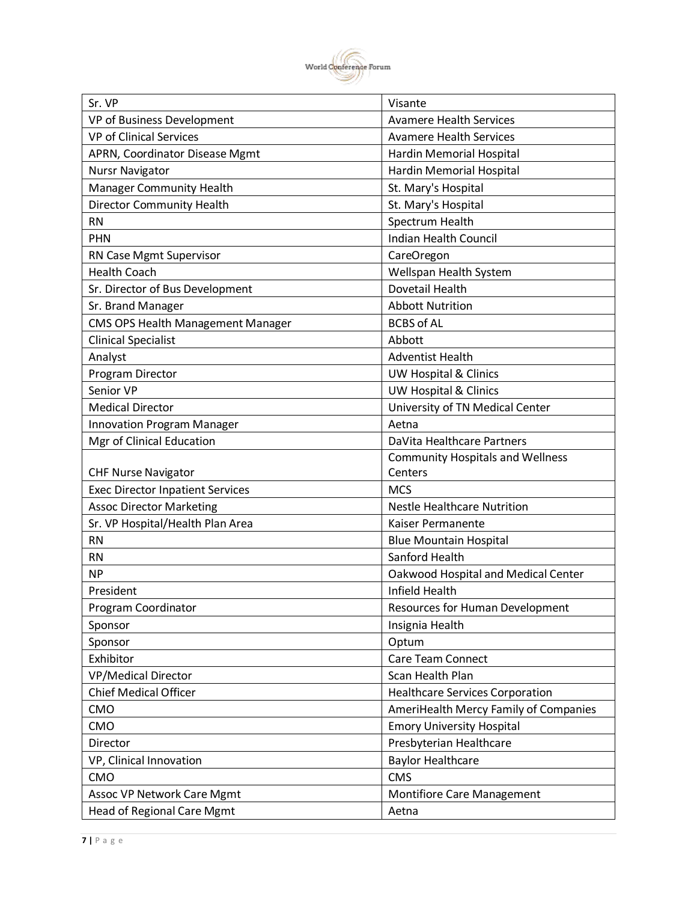| Sr. VP | Visante |
|---|---|
| VP of Business Development | Avamere Health Services |
| VP of Clinical Services | Avamere Health Services |
| APRN, Coordinator Disease Mgmt | Hardin Memorial Hospital |
| Nursr Navigator | Hardin Memorial Hospital |
| Manager Community Health | St. Mary's Hospital |
| Director Community Health | St. Mary's Hospital |
| RN | Spectrum Health |
| PHN | Indian Health Council |
| RN Case Mgmt Supervisor | CareOregon |
| Health Coach | Wellspan Health System |
| Sr. Director of Bus Development | Dovetail Health |
| Sr. Brand Manager | Abbott Nutrition |
| CMS OPS Health Management Manager | BCBS of AL |
| Clinical Specialist | Abbott |
| Analyst | Adventist Health |
| Program Director | UW Hospital & Clinics |
| Senior VP | UW Hospital & Clinics |
| Medical Director | University of TN Medical Center |
| Innovation Program Manager | Aetna |
| Mgr of Clinical Education | DaVita Healthcare Partners |
| CHF Nurse Navigator | Community Hospitals and Wellness Centers |
| Exec Director Inpatient Services | MCS |
| Assoc Director Marketing | Nestle Healthcare Nutrition |
| Sr. VP Hospital/Health Plan Area | Kaiser Permanente |
| RN | Blue Mountain Hospital |
| RN | Sanford Health |
| NP | Oakwood Hospital and Medical Center |
| President | Infield Health |
| Program Coordinator | Resources for Human Development |
| Sponsor | Insignia Health |
| Sponsor | Optum |
| Exhibitor | Care Team Connect |
| VP/Medical Director | Scan Health Plan |
| Chief Medical Officer | Healthcare Services Corporation |
| CMO | AmeriHealth Mercy Family of Companies |
| CMO | Emory University Hospital |
| Director | Presbyterian Healthcare |
| VP, Clinical Innovation | Baylor Healthcare |
| CMO | CMS |
| Assoc VP Network Care Mgmt | Montifiore Care Management |
| Head of Regional Care Mgmt | Aetna |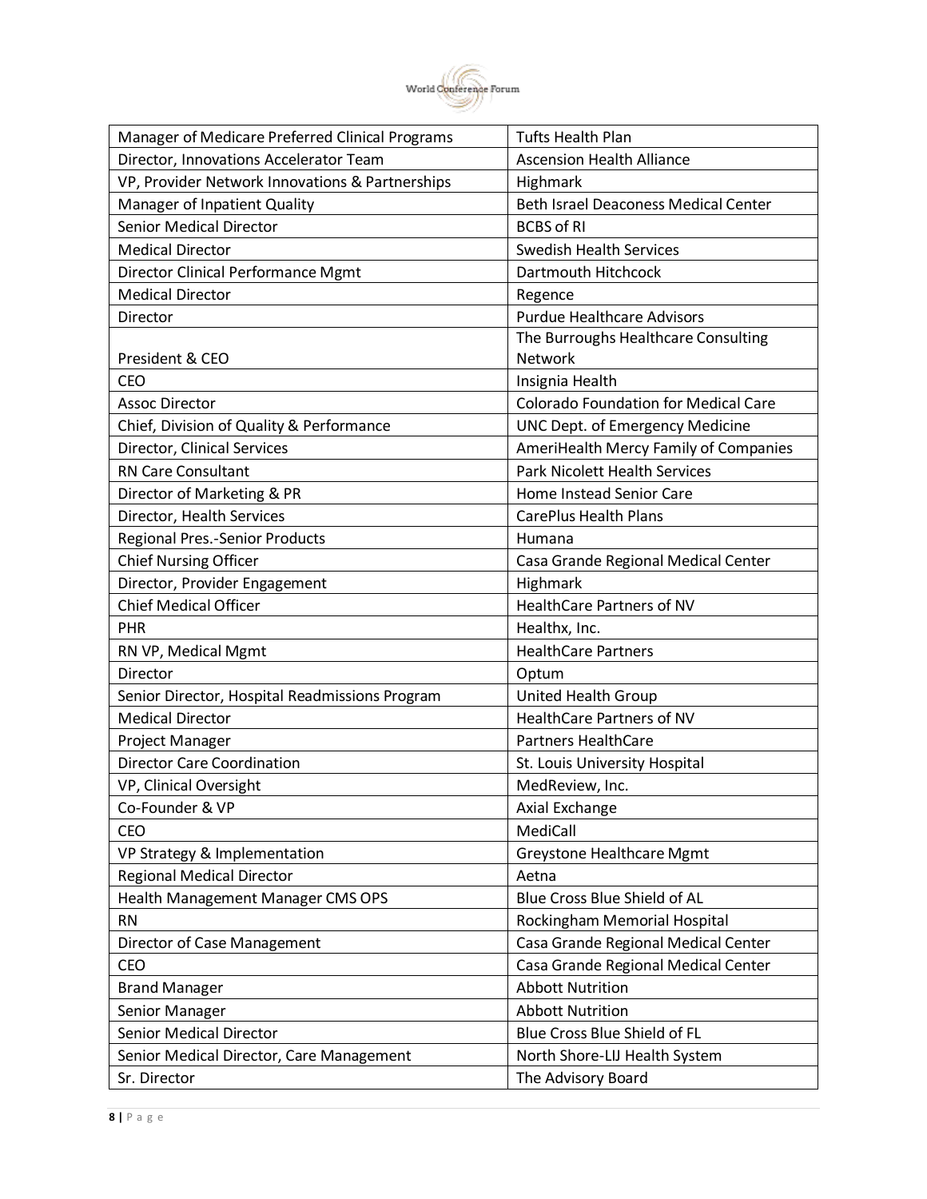| | |
|---|---|
| Manager of Medicare Preferred Clinical Programs | Tufts Health Plan |
| Director, Innovations Accelerator Team | Ascension Health Alliance |
| VP, Provider Network Innovations & Partnerships | Highmark |
| Manager of Inpatient Quality | Beth Israel Deaconess Medical Center |
| Senior Medical Director | BCBS of RI |
| Medical Director | Swedish Health Services |
| Director Clinical Performance Mgmt | Dartmouth Hitchcock |
| Medical Director | Regence |
| Director | Purdue Healthcare Advisors |
| President & CEO | The Burroughs Healthcare Consulting Network |
| CEO | Insignia Health |
| Assoc Director | Colorado Foundation for Medical Care |
| Chief, Division of Quality & Performance | UNC Dept. of Emergency Medicine |
| Director, Clinical Services | AmeriHealth Mercy Family of Companies |
| RN Care Consultant | Park Nicolett Health Services |
| Director of Marketing & PR | Home Instead Senior Care |
| Director, Health Services | CarePlus Health Plans |
| Regional Pres.-Senior Products | Humana |
| Chief Nursing Officer | Casa Grande Regional Medical Center |
| Director, Provider Engagement | Highmark |
| Chief Medical Officer | HealthCare Partners of NV |
| PHR | Healthx, Inc. |
| RN VP, Medical Mgmt | HealthCare Partners |
| Director | Optum |
| Senior Director, Hospital Readmissions Program | United Health Group |
| Medical Director | HealthCare Partners of NV |
| Project Manager | Partners HealthCare |
| Director Care Coordination | St. Louis University Hospital |
| VP, Clinical Oversight | MedReview, Inc. |
| Co-Founder & VP | Axial Exchange |
| CEO | MediCall |
| VP Strategy & Implementation | Greystone Healthcare Mgmt |
| Regional Medical Director | Aetna |
| Health Management Manager CMS OPS | Blue Cross Blue Shield of AL |
| RN | Rockingham Memorial Hospital |
| Director of Case Management | Casa Grande Regional Medical Center |
| CEO | Casa Grande Regional Medical Center |
| Brand Manager | Abbott Nutrition |
| Senior Manager | Abbott Nutrition |
| Senior Medical Director | Blue Cross Blue Shield of FL |
| Senior Medical Director, Care Management | North Shore-LIJ Health System |
| Sr. Director | The Advisory Board |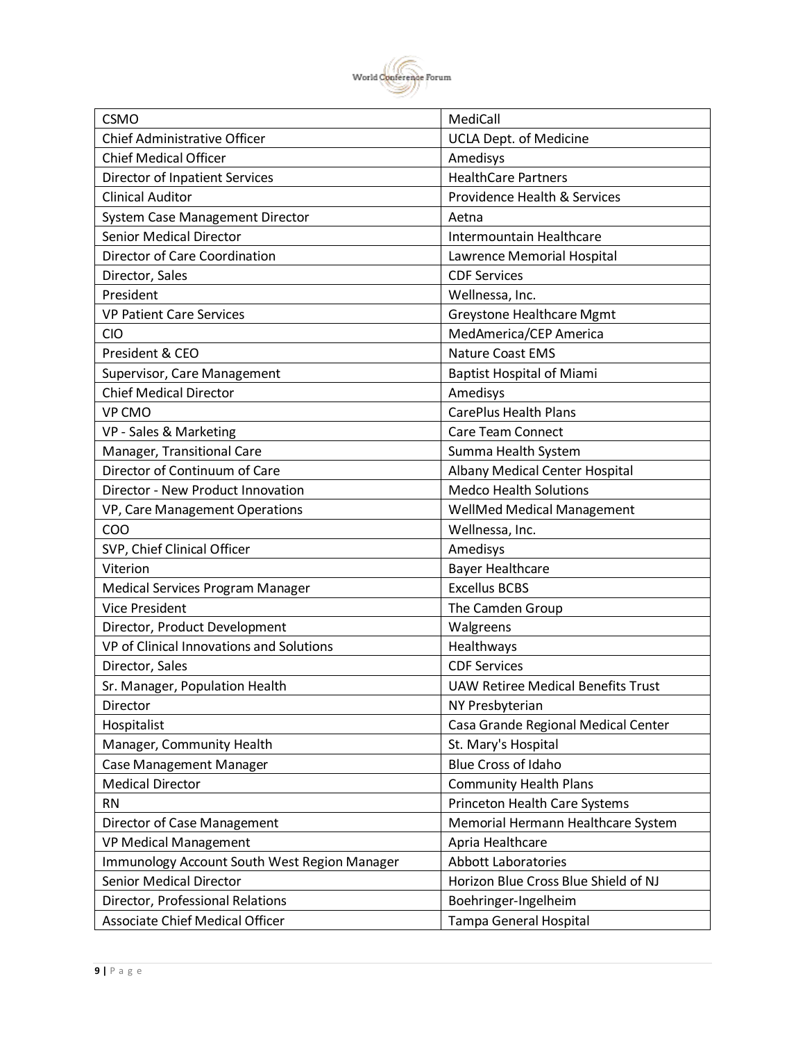| CSMO | MediCall |
|---|---|
| Chief Administrative Officer | UCLA Dept. of Medicine |
| Chief Medical Officer | Amedisys |
| Director of Inpatient Services | HealthCare Partners |
| Clinical Auditor | Providence Health & Services |
| System Case Management Director | Aetna |
| Senior Medical Director | Intermountain Healthcare |
| Director of Care Coordination | Lawrence Memorial Hospital |
| Director, Sales | CDF Services |
| President | Wellnessa, Inc. |
| VP Patient Care Services | Greystone Healthcare Mgmt |
| CIO | MedAmerica/CEP America |
| President & CEO | Nature Coast EMS |
| Supervisor, Care Management | Baptist Hospital of Miami |
| Chief Medical Director | Amedisys |
| VP CMO | CarePlus Health Plans |
| VP - Sales & Marketing | Care Team Connect |
| Manager, Transitional Care | Summa Health System |
| Director of Continuum of Care | Albany Medical Center Hospital |
| Director - New Product Innovation | Medco Health Solutions |
| VP, Care Management Operations | WellMed Medical Management |
| COO | Wellnessa, Inc. |
| SVP, Chief Clinical Officer | Amedisys |
| Viterion | Bayer Healthcare |
| Medical Services Program Manager | Excellus BCBS |
| Vice President | The Camden Group |
| Director, Product Development | Walgreens |
| VP of Clinical Innovations and Solutions | Healthways |
| Director, Sales | CDF Services |
| Sr. Manager, Population Health | UAW Retiree Medical Benefits Trust |
| Director | NY Presbyterian |
| Hospitalist | Casa Grande Regional Medical Center |
| Manager, Community Health | St. Mary's Hospital |
| Case Management Manager | Blue Cross of Idaho |
| Medical Director | Community Health Plans |
| RN | Princeton Health Care Systems |
| Director of Case Management | Memorial Hermann Healthcare System |
| VP Medical Management | Apria Healthcare |
| Immunology Account South West Region Manager | Abbott Laboratories |
| Senior Medical Director | Horizon Blue Cross Blue Shield of NJ |
| Director, Professional Relations | Boehringer-Ingelheim |
| Associate Chief Medical Officer | Tampa General Hospital |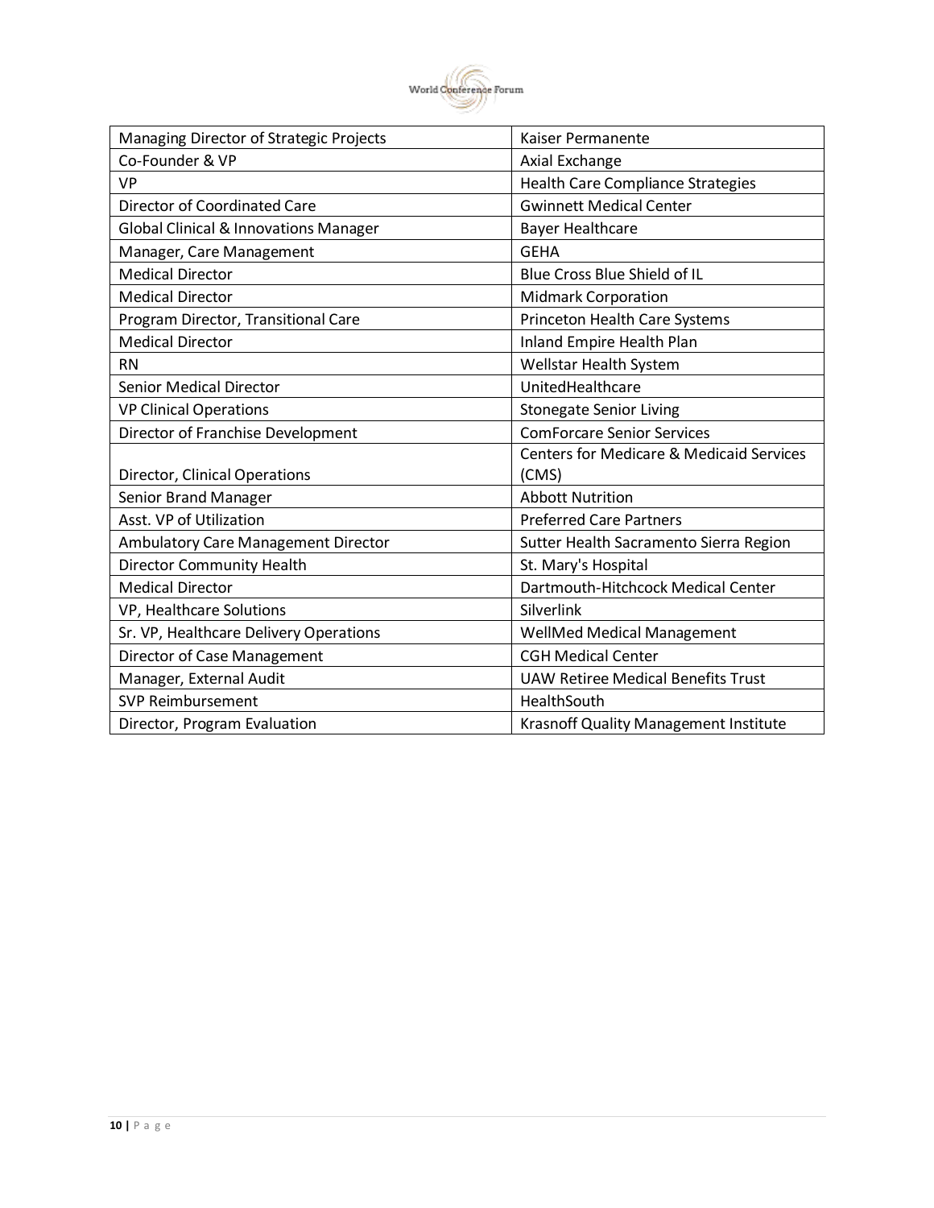| | |
|---|---|
| Managing Director of Strategic Projects | Kaiser Permanente |
| Co-Founder & VP | Axial Exchange |
| VP | Health Care Compliance Strategies |
| Director of Coordinated Care | Gwinnett Medical Center |
| Global Clinical & Innovations Manager | Bayer Healthcare |
| Manager, Care Management | GEHA |
| Medical Director | Blue Cross Blue Shield of IL |
| Medical Director | Midmark Corporation |
| Program Director, Transitional Care | Princeton Health Care Systems |
| Medical Director | Inland Empire Health Plan |
| RN | Wellstar Health System |
| Senior Medical Director | UnitedHealthcare |
| VP Clinical Operations | Stonegate Senior Living |
| Director of Franchise Development | ComForcare Senior Services |
| Director, Clinical Operations | Centers for Medicare & Medicaid Services (CMS) |
| Senior Brand Manager | Abbott Nutrition |
| Asst. VP of Utilization | Preferred Care Partners |
| Ambulatory Care Management Director | Sutter Health Sacramento Sierra Region |
| Director Community Health | St. Mary's Hospital |
| Medical Director | Dartmouth-Hitchcock Medical Center |
| VP, Healthcare Solutions | Silverlink |
| Sr. VP, Healthcare Delivery Operations | WellMed Medical Management |
| Director of Case Management | CGH Medical Center |
| Manager, External Audit | UAW Retiree Medical Benefits Trust |
| SVP Reimbursement | HealthSouth |
| Director, Program Evaluation | Krasnoff Quality Management Institute |